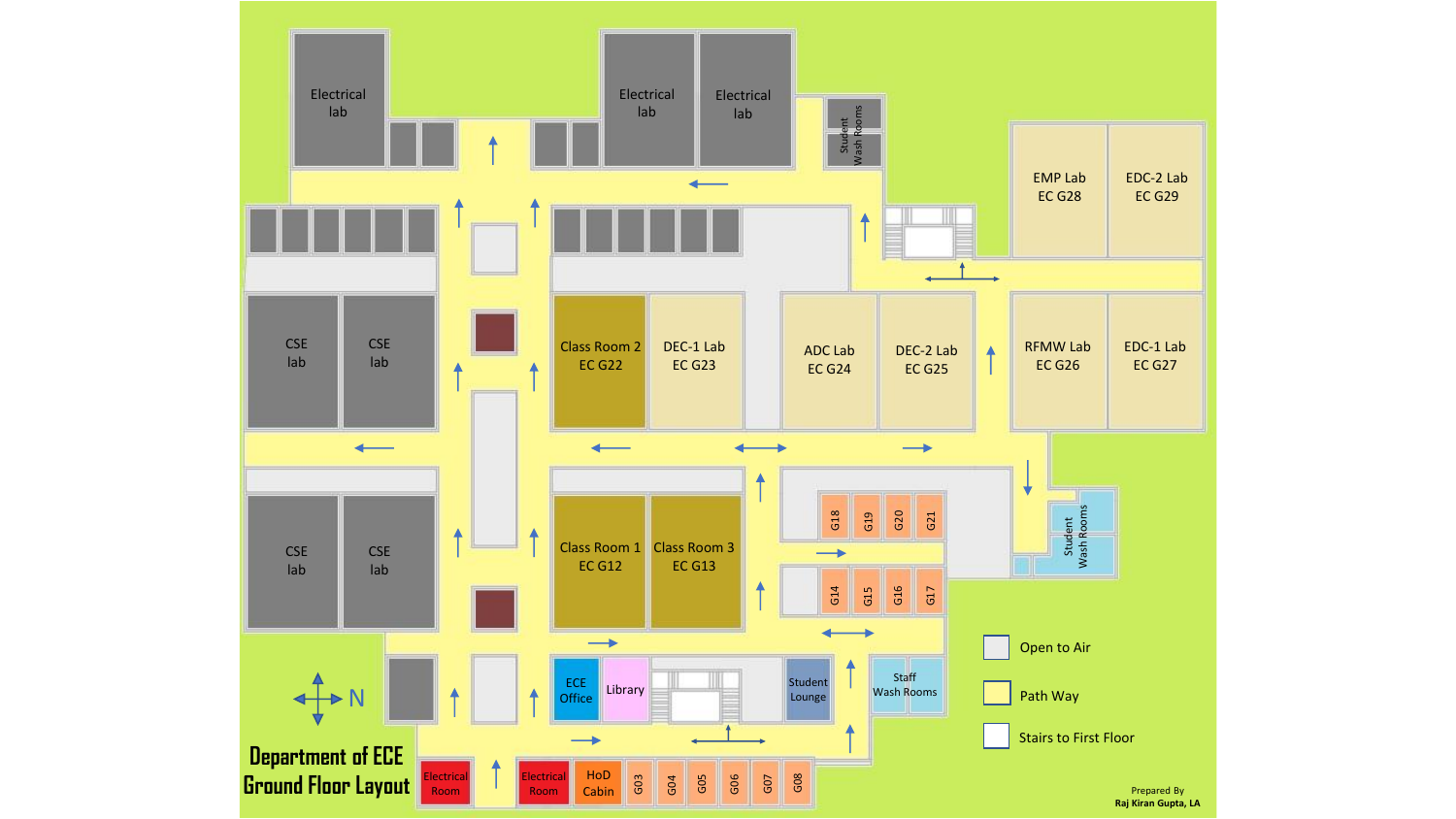# Department of ECE Ground Floor Layout

Electrical lab

Electrical lab

Electrical lab

Student Wash Rooms

EMP Lab EC G28

EDC-2 Lab EC G29

CSE lab

CSE lab

Class Room 2 EC G22

DEC-1 Lab EC G23

ADC Lab EC G24

DEC-2 Lab EC G25

RFMW Lab EC G26

EDC-1 Lab EC G27

CSE lab

CSE lab

Class Room 1 EC G12

Class Room 3 EC G13

G18 G19 G20 G21

G14 G15 G16 G17

Student Wash Rooms

ECE Office

Library

Student Lounge

Staff Wash Rooms

Electrical Room

Electrical Room

HoD Cabin

G03 G04 G05 G06 G07 G08

N

- Open to Air
- Path Way
- Stairs to First Floor

Prepared By
Raj Kiran Gupta, LA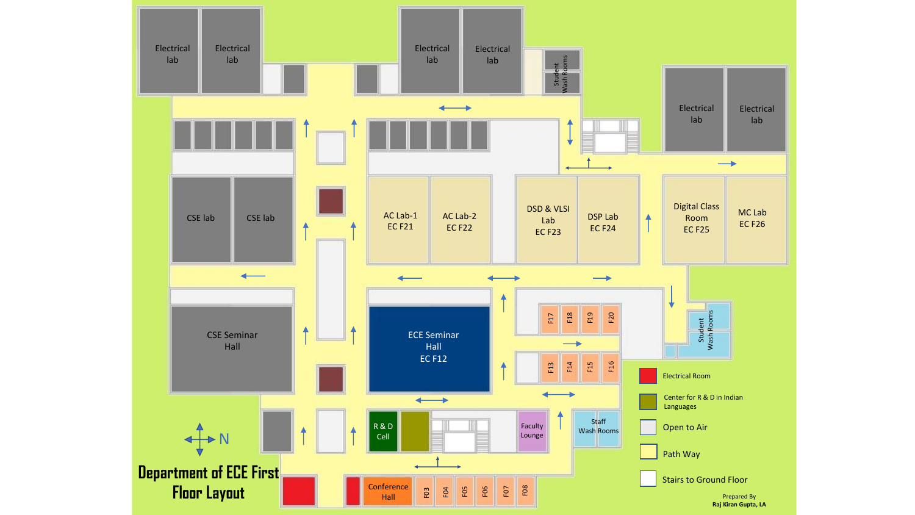# Department of ECE First Floor Layout

Electrical lab

Electrical lab

Electrical lab

Electrical lab

Student Wash Rooms

Electrical lab

Electrical lab

CSE lab

CSE lab

AC Lab-1
EC F21

AC Lab-2
EC F22

DSD & VLSI Lab
EC F23

DSP Lab
EC F24

Digital Class Room
EC F25

MC Lab
EC F26

CSE Seminar Hall

ECE Seminar Hall
EC F12

F17 F18 F19 F20

F13 F14 F15 F16

Student Wash Rooms

R & D Cell

Faculty Lounge

Staff Wash Rooms

Conference Hall

F03 F04 F05 F06 F07 F08

N

- Electrical Room
- Center for R & D in Indian Languages
- Open to Air
- Path Way
- Stairs to Ground Floor

Prepared By
**Raj Kiran Gupta, LA**